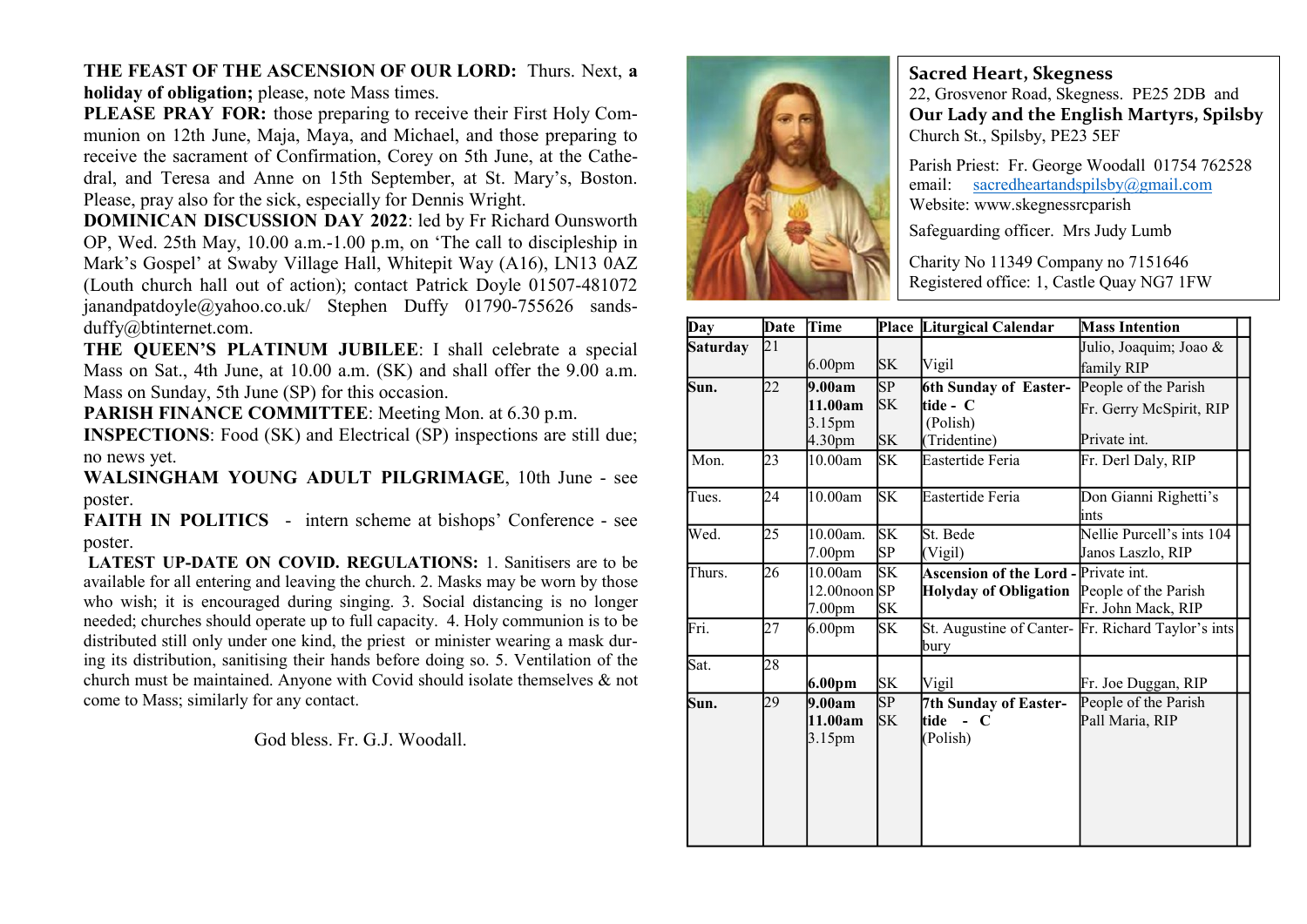**THE FEAST OF THE ASCENSION OF OUR LORD:** Thurs. Next, **a holiday of obligation;** please, note Mass times.

**PLEASE PRAY FOR:** those preparing to receive their First Holy Communion on 12th June, Maja, Maya, and Michael, and those preparing to receive the sacrament of Confirmation, Corey on 5th June, at the Cathedral, and Teresa and Anne on 15th September, at St. Mary's, Boston. Please, pray also for the sick, especially for Dennis Wright.

**DOMINICAN DISCUSSION DAY 2022**: led by Fr Richard Ounsworth OP, Wed. 25th May, 10.00 a.m.-1.00 p.m, on 'The call to discipleship in Mark's Gospel' at Swaby Village Hall, Whitepit Way (A16), LN13 0AZ (Louth church hall out of action); contact Patrick Doyle 01507-481072 janandpatdoyle@yahoo.co.uk/ Stephen Duffy 01790-755626 sands-duffy@btinternet.com.

**THE QUEEN'S PLATINUM JUBILEE**: I shall celebrate a special Mass on Sat., 4th June, at 10.00 a.m. (SK) and shall offer the 9.00 a.m. Mass on Sunday, 5th June (SP) for this occasion.

**PARISH FINANCE COMMITTEE**: Meeting Mon. at 6.30 p.m.

**INSPECTIONS**: Food (SK) and Electrical (SP) inspections are still due; no news yet.

**WALSINGHAM YOUNG ADULT PILGRIMAGE**, 10th June - see poster.

**FAITH IN POLITICS** - intern scheme at bishops' Conference - see poster.

**LATEST UP-DATE ON COVID. REGULATIONS:** 1. Sanitisers are to be available for all entering and leaving the church. 2. Masks may be worn by those who wish; it is encouraged during singing. 3. Social distancing is no longer needed; churches should operate up to full capacity. 4. Holy communion is to be distributed still only under one kind, the priest or minister wearing a mask during its distribution, sanitising their hands before doing so. 5. Ventilation of the church must be maintained. Anyone with Covid should isolate themselves & not come to Mass; similarly for any contact.

God bless. Fr. G.J. Woodall.

**Sacred Heart, Skegness**
22, Grosvenor Road, Skegness. PE25 2DB and
**Our Lady and the English Martyrs, Spilsby**
Church St., Spilsby, PE23 5EF

Parish Priest: Fr. George Woodall 01754 762528
email: sacredheartandspilsby@gmail.com
Website: www.skegnessrcparish

Safeguarding officer. Mrs Judy Lumb

Charity No 11349 Company no 7151646
Registered office: 1, Castle Quay NG7 1FW

| Day | Date | Time | Place | Liturgical Calendar | Mass Intention |
|---|---|---|---|---|---|
| **Saturday** | 21 | 6.00pm | SK | Vigil | Julio, Joaquim; Joao & family RIP |
| **Sun.** | 22 | **9.00am**<br>**11.00am**<br>3.15pm<br>4.30pm | SP<br>SK<br><br>SK | **6th Sunday of Eastertide - C**<br>(Polish)<br>(Tridentine) | People of the Parish<br>Fr. Gerry McSpirit, RIP<br><br>Private int. |
| Mon. | 23 | 10.00am | SK | Eastertide Feria | Fr. Derl Daly, RIP |
| Tues. | 24 | 10.00am | SK | Eastertide Feria | Don Gianni Righetti's ints |
| Wed. | 25 | 10.00am.<br>7.00pm | SK<br>SP | St. Bede<br>(Vigil) | Nellie Purcell's ints 104<br>Janos Laszlo, RIP |
| Thurs. | 26 | 10.00am<br>12.00noon<br>7.00pm | SK<br>SP<br>SK | **Ascension of the Lord - Holyday of Obligation** | Private int.<br>People of the Parish<br>Fr. John Mack, RIP |
| Fri. | 27 | 6.00pm | SK | St. Augustine of Canterbury | Fr. Richard Taylor's ints |
| Sat. | 28 | **6.00pm** | SK | Vigil | Fr. Joe Duggan, RIP |
| **Sun.** | 29 | **9.00am**<br>**11.00am**<br>3.15pm | SP<br>SK | **7th Sunday of Eastertide - C**<br>(Polish) | People of the Parish<br>Pall Maria, RIP |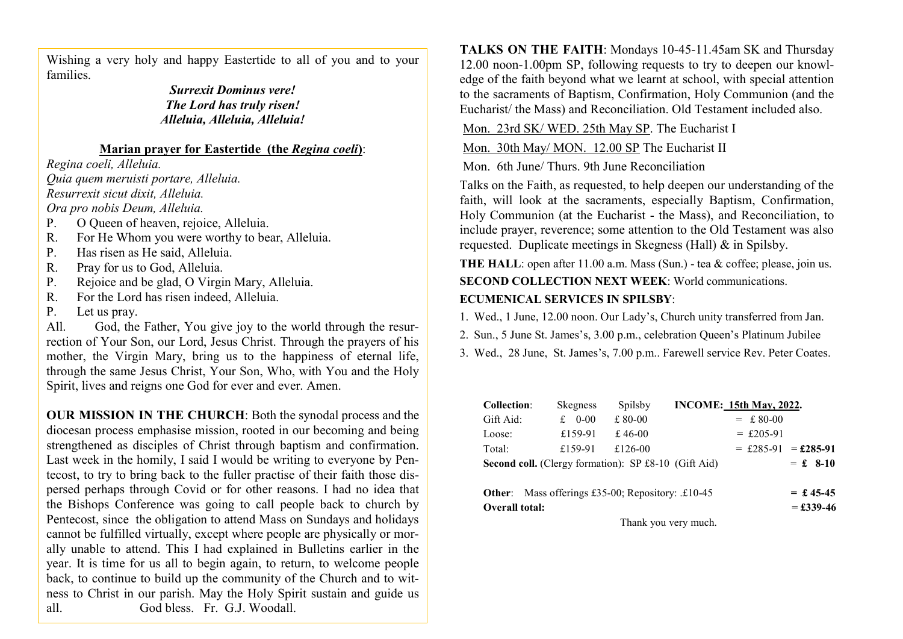Wishing a very holy and happy Eastertide to all of you and to your families.

***Surrexit Dominus vere!***
***The Lord has truly risen!***
***Alleluia, Alleluia, Alleluia!***

**Marian prayer for Eastertide (the *Regina coeli*)**:

*Regina coeli, Alleluia.*
*Quia quem meruisti portare, Alleluia.*
*Resurrexit sicut dixit, Alleluia.*
*Ora pro nobis Deum, Alleluia.*

P. O Queen of heaven, rejoice, Alleluia.
R. For He Whom you were worthy to bear, Alleluia.
P. Has risen as He said, Alleluia.
R. Pray for us to God, Alleluia.
P. Rejoice and be glad, O Virgin Mary, Alleluia.
R. For the Lord has risen indeed, Alleluia.
P. Let us pray.
All. God, the Father, You give joy to the world through the resurrection of Your Son, our Lord, Jesus Christ. Through the prayers of his mother, the Virgin Mary, bring us to the happiness of eternal life, through the same Jesus Christ, Your Son, Who, with You and the Holy Spirit, lives and reigns one God for ever and ever. Amen.

**OUR MISSION IN THE CHURCH**: Both the synodal process and the diocesan process emphasise mission, rooted in our becoming and being strengthened as disciples of Christ through baptism and confirmation. Last week in the homily, I said I would be writing to everyone by Pentecost, to try to bring back to the fuller practise of their faith those dispersed perhaps through Covid or for other reasons. I had no idea that the Bishops Conference was going to call people back to church by Pentecost, since the obligation to attend Mass on Sundays and holidays cannot be fulfilled virtually, except where people are physically or morally unable to attend. This I had explained in Bulletins earlier in the year. It is time for us all to begin again, to return, to welcome people back, to continue to build up the community of the Church and to witness to Christ in our parish. May the Holy Spirit sustain and guide us all. God bless. Fr. G.J. Woodall.

**TALKS ON THE FAITH**: Mondays 10-45-11.45am SK and Thursday 12.00 noon-1.00pm SP, following requests to try to deepen our knowledge of the faith beyond what we learnt at school, with special attention to the sacraments of Baptism, Confirmation, Holy Communion (and the Eucharist/ the Mass) and Reconciliation. Old Testament included also.

<u>Mon. 23rd SK/ WED. 25th May SP</u>. The Eucharist I

<u>Mon. 30th May/ MON. 12.00 SP</u> The Eucharist II

Mon. 6th June/ Thurs. 9th June Reconciliation

Talks on the Faith, as requested, to help deepen our understanding of the faith, will look at the sacraments, especially Baptism, Confirmation, Holy Communion (at the Eucharist - the Mass), and Reconciliation, to include prayer, reverence; some attention to the Old Testament was also requested. Duplicate meetings in Skegness (Hall) & in Spilsby.

**THE HALL**: open after 11.00 a.m. Mass (Sun.) - tea & coffee; please, join us.

**SECOND COLLECTION NEXT WEEK**: World communications.

**ECUMENICAL SERVICES IN SPILSBY**:

1. Wed., 1 June, 12.00 noon. Our Lady's, Church unity transferred from Jan.
2. Sun., 5 June St. James's, 3.00 p.m., celebration Queen's Platinum Jubilee
3. Wed., 28 June, St. James's, 7.00 p.m.. Farewell service Rev. Peter Coates.

| **Collection**: | Skegness | Spilsby | **INCOME: <u>15th May, 2022</u>.** | |
|---|---|---|---|---|
| Gift Aid: | £ 0-00 | £ 80-00 | = £ 80-00 | |
| Loose: | £159-91 | £ 46-00 | = £205-91 | |
| Total: | £159-91 | £126-00 | = £285-91 | = **£285-91** |
| **Second coll.** (Clergy formation): SP £8-10 (Gift Aid) | | | | = **£ 8-10** |
| **Other**: Mass offerings £35-00; Repository: .£10-45 | | | | = **£ 45-45** |
| **Overall total:** | | | | = **£339-46** |

Thank you very much.